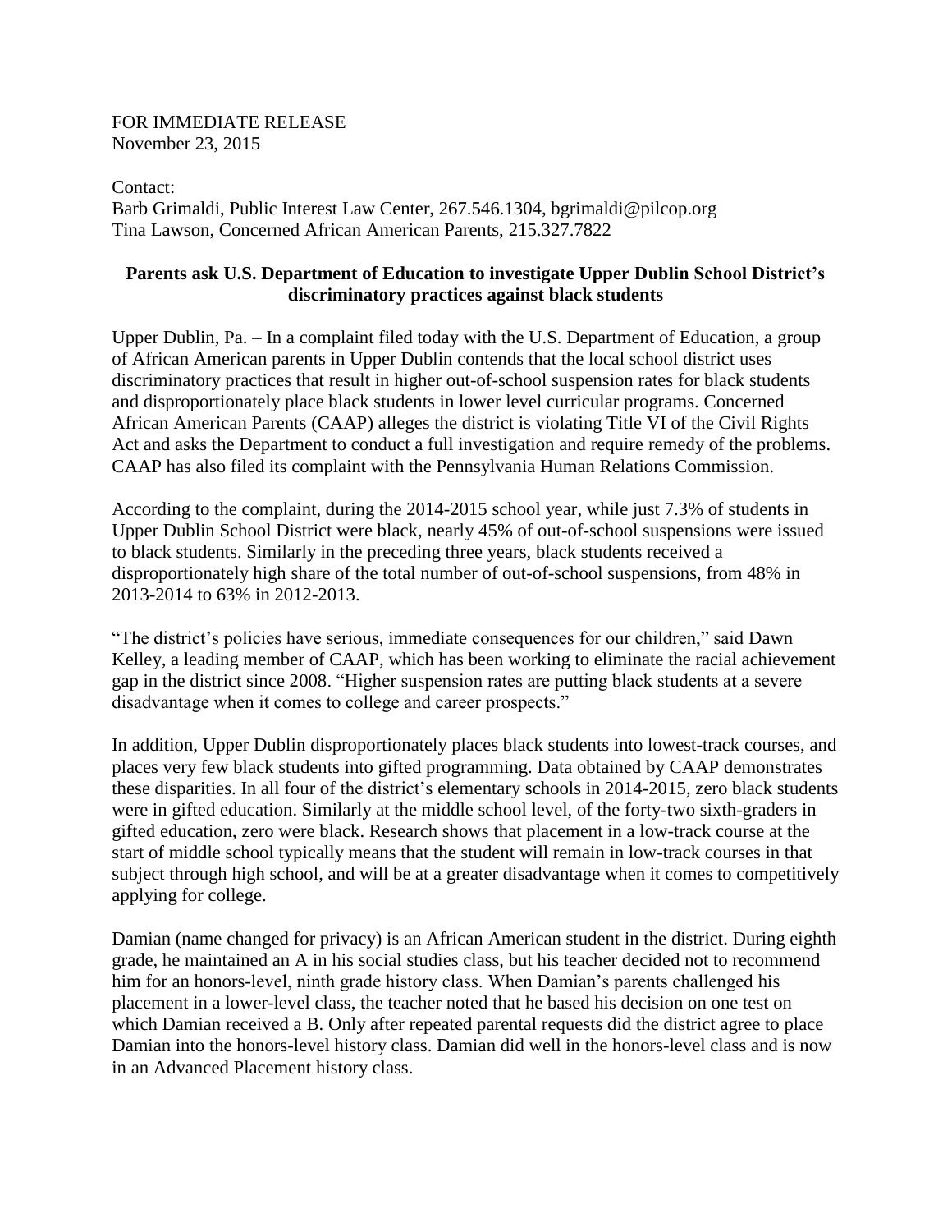FOR IMMEDIATE RELEASE
November 23, 2015

Contact:
Barb Grimaldi, Public Interest Law Center, 267.546.1304, bgrimaldi@pilcop.org
Tina Lawson, Concerned African American Parents, 215.327.7822

**Parents ask U.S. Department of Education to investigate Upper Dublin School District's discriminatory practices against black students**

Upper Dublin, Pa. – In a complaint filed today with the U.S. Department of Education, a group of African American parents in Upper Dublin contends that the local school district uses discriminatory practices that result in higher out-of-school suspension rates for black students and disproportionately place black students in lower level curricular programs. Concerned African American Parents (CAAP) alleges the district is violating Title VI of the Civil Rights Act and asks the Department to conduct a full investigation and require remedy of the problems. CAAP has also filed its complaint with the Pennsylvania Human Relations Commission.

According to the complaint, during the 2014-2015 school year, while just 7.3% of students in Upper Dublin School District were black, nearly 45% of out-of-school suspensions were issued to black students. Similarly in the preceding three years, black students received a disproportionately high share of the total number of out-of-school suspensions, from 48% in 2013-2014 to 63% in 2012-2013.

"The district's policies have serious, immediate consequences for our children," said Dawn Kelley, a leading member of CAAP, which has been working to eliminate the racial achievement gap in the district since 2008. "Higher suspension rates are putting black students at a severe disadvantage when it comes to college and career prospects."

In addition, Upper Dublin disproportionately places black students into lowest-track courses, and places very few black students into gifted programming. Data obtained by CAAP demonstrates these disparities. In all four of the district's elementary schools in 2014-2015, zero black students were in gifted education. Similarly at the middle school level, of the forty-two sixth-graders in gifted education, zero were black. Research shows that placement in a low-track course at the start of middle school typically means that the student will remain in low-track courses in that subject through high school, and will be at a greater disadvantage when it comes to competitively applying for college.

Damian (name changed for privacy) is an African American student in the district. During eighth grade, he maintained an A in his social studies class, but his teacher decided not to recommend him for an honors-level, ninth grade history class. When Damian's parents challenged his placement in a lower-level class, the teacher noted that he based his decision on one test on which Damian received a B. Only after repeated parental requests did the district agree to place Damian into the honors-level history class. Damian did well in the honors-level class and is now in an Advanced Placement history class.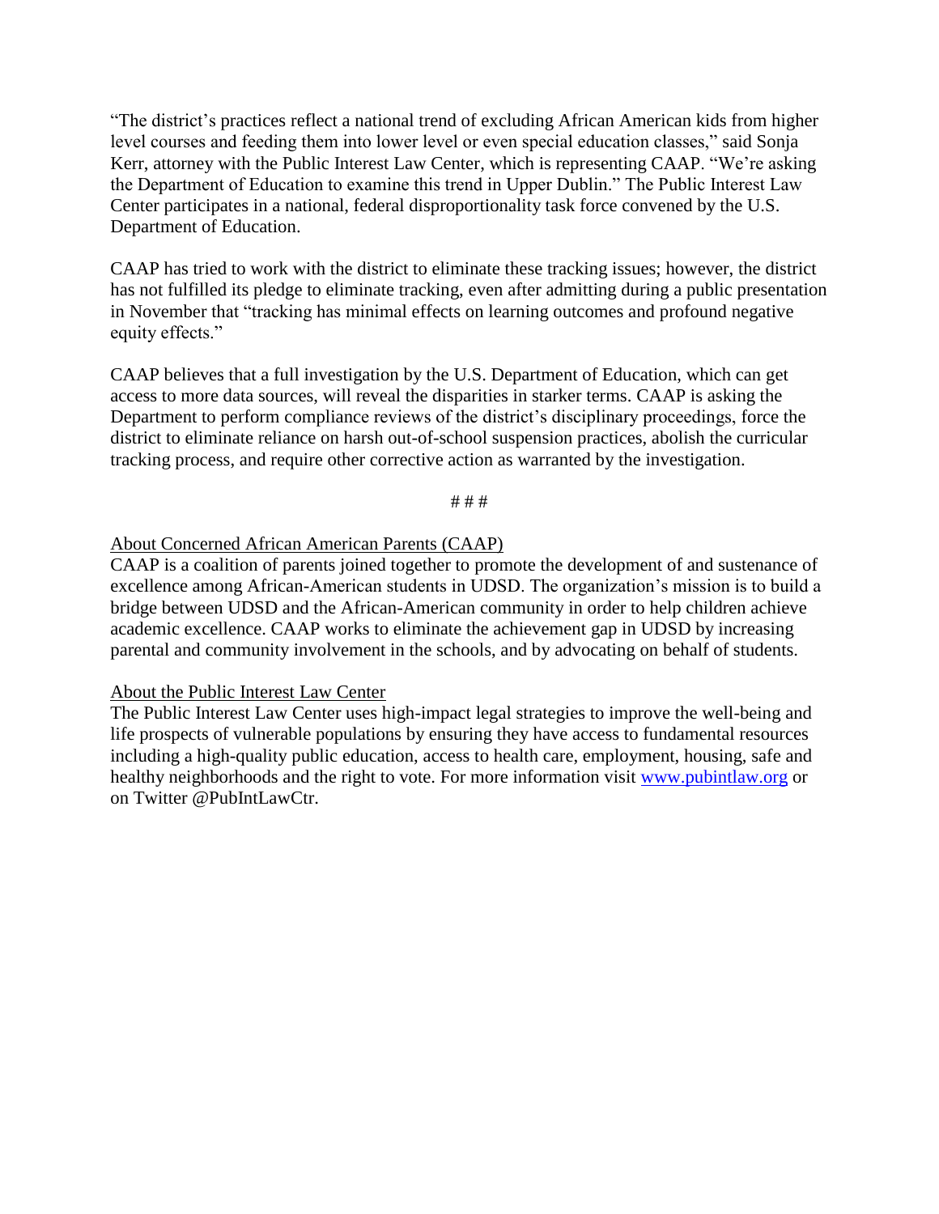"The district's practices reflect a national trend of excluding African American kids from higher level courses and feeding them into lower level or even special education classes," said Sonja Kerr, attorney with the Public Interest Law Center, which is representing CAAP. "We're asking the Department of Education to examine this trend in Upper Dublin." The Public Interest Law Center participates in a national, federal disproportionality task force convened by the U.S. Department of Education.

CAAP has tried to work with the district to eliminate these tracking issues; however, the district has not fulfilled its pledge to eliminate tracking, even after admitting during a public presentation in November that "tracking has minimal effects on learning outcomes and profound negative equity effects."

CAAP believes that a full investigation by the U.S. Department of Education, which can get access to more data sources, will reveal the disparities in starker terms. CAAP is asking the Department to perform compliance reviews of the district's disciplinary proceedings, force the district to eliminate reliance on harsh out-of-school suspension practices, abolish the curricular tracking process, and require other corrective action as warranted by the investigation.

# # #

About Concerned African American Parents (CAAP)

CAAP is a coalition of parents joined together to promote the development of and sustenance of excellence among African-American students in UDSD. The organization's mission is to build a bridge between UDSD and the African-American community in order to help children achieve academic excellence. CAAP works to eliminate the achievement gap in UDSD by increasing parental and community involvement in the schools, and by advocating on behalf of students.

About the Public Interest Law Center

The Public Interest Law Center uses high-impact legal strategies to improve the well-being and life prospects of vulnerable populations by ensuring they have access to fundamental resources including a high-quality public education, access to health care, employment, housing, safe and healthy neighborhoods and the right to vote. For more information visit www.pubintlaw.org or on Twitter @PubIntLawCtr.